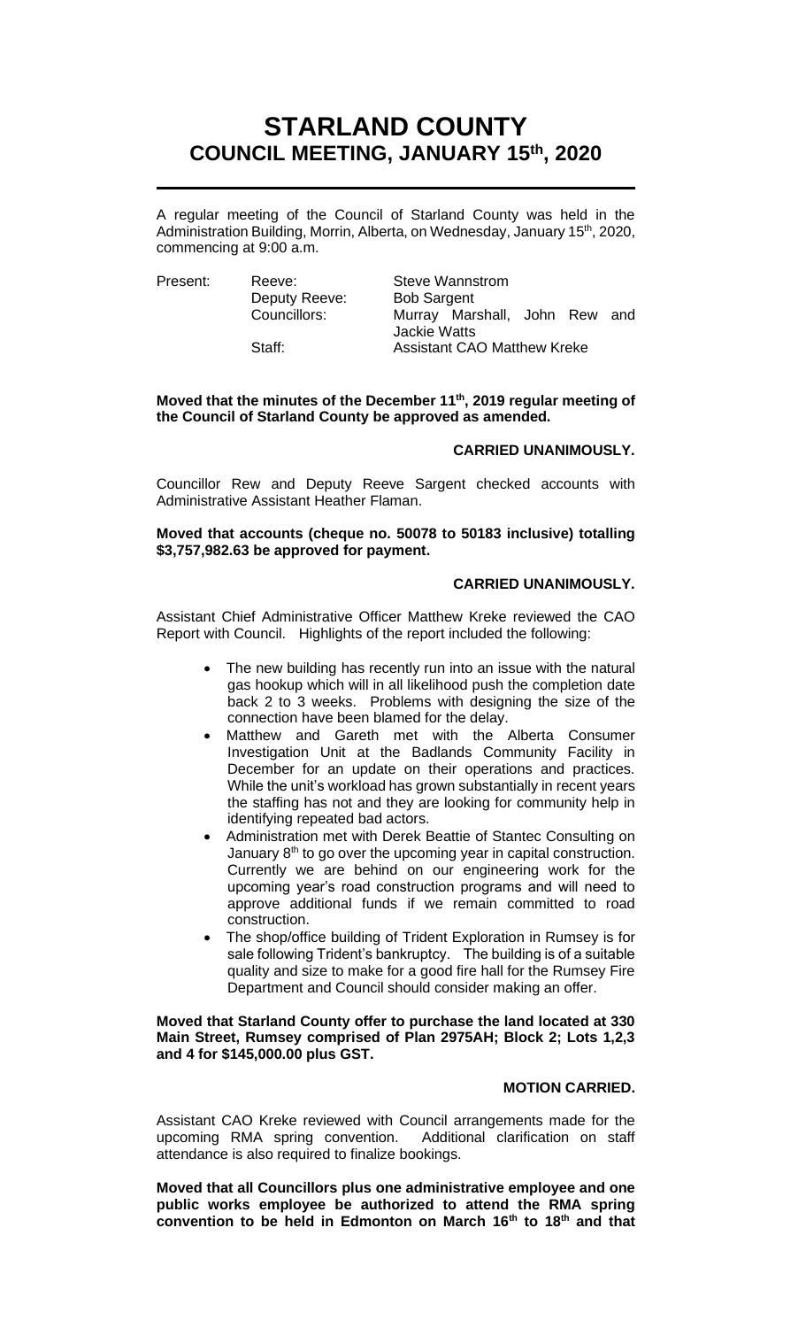# STARLAND COUNTY
## COUNCIL MEETING, JANUARY 15th, 2020

A regular meeting of the Council of Starland County was held in the Administration Building, Morrin, Alberta, on Wednesday, January 15th, 2020, commencing at 9:00 a.m.

| Present: | Reeve: | Steve Wannstrom |
|---|---|---|
| | Deputy Reeve: | Bob Sargent |
| | Councillors: | Murray Marshall, John Rew and Jackie Watts |
| | Staff: | Assistant CAO Matthew Kreke |

**Moved that the minutes of the December 11th, 2019 regular meeting of the Council of Starland County be approved as amended.**

**CARRIED UNANIMOUSLY.**

Councillor Rew and Deputy Reeve Sargent checked accounts with Administrative Assistant Heather Flaman.

**Moved that accounts (cheque no. 50078 to 50183 inclusive) totalling $3,757,982.63 be approved for payment.**

**CARRIED UNANIMOUSLY.**

Assistant Chief Administrative Officer Matthew Kreke reviewed the CAO Report with Council. Highlights of the report included the following:

- The new building has recently run into an issue with the natural gas hookup which will in all likelihood push the completion date back 2 to 3 weeks. Problems with designing the size of the connection have been blamed for the delay.
- Matthew and Gareth met with the Alberta Consumer Investigation Unit at the Badlands Community Facility in December for an update on their operations and practices. While the unit's workload has grown substantially in recent years the staffing has not and they are looking for community help in identifying repeated bad actors.
- Administration met with Derek Beattie of Stantec Consulting on January 8th to go over the upcoming year in capital construction. Currently we are behind on our engineering work for the upcoming year's road construction programs and will need to approve additional funds if we remain committed to road construction.
- The shop/office building of Trident Exploration in Rumsey is for sale following Trident's bankruptcy. The building is of a suitable quality and size to make for a good fire hall for the Rumsey Fire Department and Council should consider making an offer.

**Moved that Starland County offer to purchase the land located at 330 Main Street, Rumsey comprised of Plan 2975AH; Block 2; Lots 1,2,3 and 4 for $145,000.00 plus GST.**

**MOTION CARRIED.**

Assistant CAO Kreke reviewed with Council arrangements made for the upcoming RMA spring convention. Additional clarification on staff attendance is also required to finalize bookings.

**Moved that all Councillors plus one administrative employee and one public works employee be authorized to attend the RMA spring convention to be held in Edmonton on March 16th to 18th and that**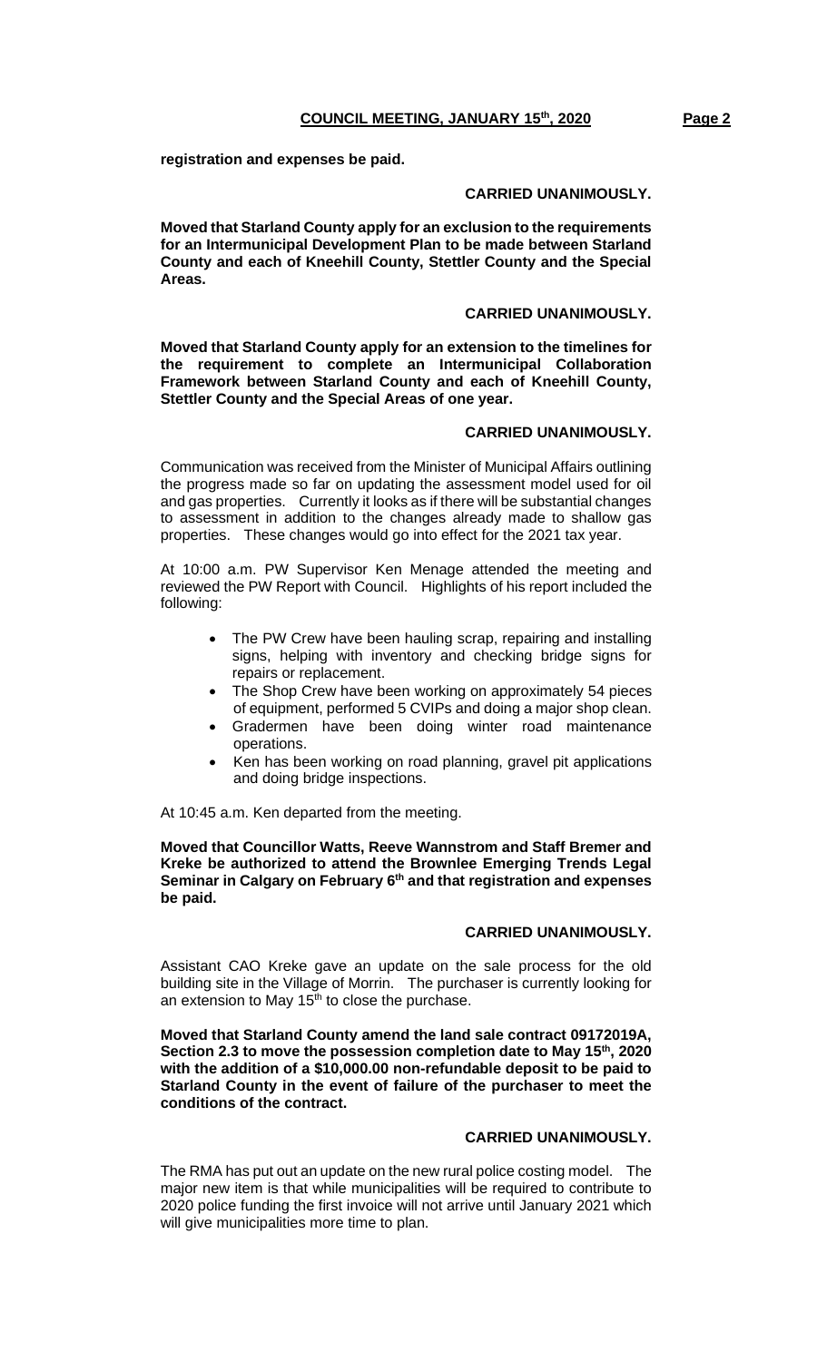**registration and expenses be paid.**

**CARRIED UNANIMOUSLY.**

**Moved that Starland County apply for an exclusion to the requirements for an Intermunicipal Development Plan to be made between Starland County and each of Kneehill County, Stettler County and the Special Areas.**

**CARRIED UNANIMOUSLY.**

**Moved that Starland County apply for an extension to the timelines for the requirement to complete an Intermunicipal Collaboration Framework between Starland County and each of Kneehill County, Stettler County and the Special Areas of one year.**

**CARRIED UNANIMOUSLY.**

Communication was received from the Minister of Municipal Affairs outlining the progress made so far on updating the assessment model used for oil and gas properties. Currently it looks as if there will be substantial changes to assessment in addition to the changes already made to shallow gas properties. These changes would go into effect for the 2021 tax year.

At 10:00 a.m. PW Supervisor Ken Menage attended the meeting and reviewed the PW Report with Council. Highlights of his report included the following:

- The PW Crew have been hauling scrap, repairing and installing signs, helping with inventory and checking bridge signs for repairs or replacement.
- The Shop Crew have been working on approximately 54 pieces of equipment, performed 5 CVIPs and doing a major shop clean.
- Gradermen have been doing winter road maintenance operations.
- Ken has been working on road planning, gravel pit applications and doing bridge inspections.

At 10:45 a.m. Ken departed from the meeting.

**Moved that Councillor Watts, Reeve Wannstrom and Staff Bremer and Kreke be authorized to attend the Brownlee Emerging Trends Legal Seminar in Calgary on February 6th and that registration and expenses be paid.**

**CARRIED UNANIMOUSLY.**

Assistant CAO Kreke gave an update on the sale process for the old building site in the Village of Morrin. The purchaser is currently looking for an extension to May 15th to close the purchase.

**Moved that Starland County amend the land sale contract 09172019A, Section 2.3 to move the possession completion date to May 15th, 2020 with the addition of a $10,000.00 non-refundable deposit to be paid to Starland County in the event of failure of the purchaser to meet the conditions of the contract.**

**CARRIED UNANIMOUSLY.**

The RMA has put out an update on the new rural police costing model. The major new item is that while municipalities will be required to contribute to 2020 police funding the first invoice will not arrive until January 2021 which will give municipalities more time to plan.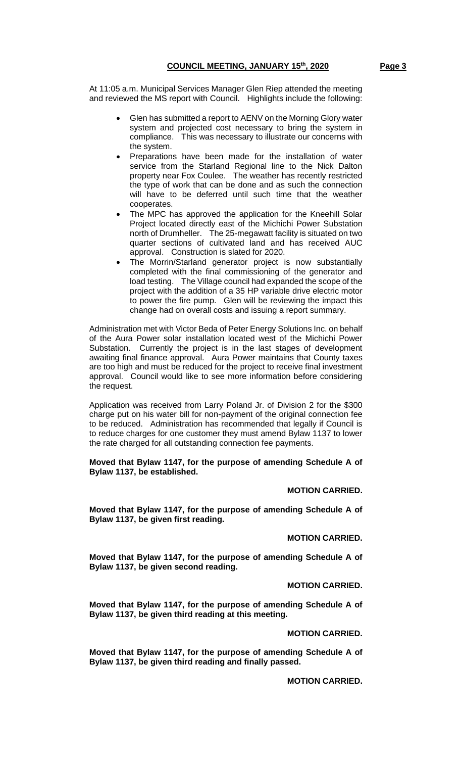At 11:05 a.m. Municipal Services Manager Glen Riep attended the meeting and reviewed the MS report with Council. Highlights include the following:

- Glen has submitted a report to AENV on the Morning Glory water system and projected cost necessary to bring the system in compliance. This was necessary to illustrate our concerns with the system.
- Preparations have been made for the installation of water service from the Starland Regional line to the Nick Dalton property near Fox Coulee. The weather has recently restricted the type of work that can be done and as such the connection will have to be deferred until such time that the weather cooperates.
- The MPC has approved the application for the Kneehill Solar Project located directly east of the Michichi Power Substation north of Drumheller. The 25-megawatt facility is situated on two quarter sections of cultivated land and has received AUC approval. Construction is slated for 2020.
- The Morrin/Starland generator project is now substantially completed with the final commissioning of the generator and load testing. The Village council had expanded the scope of the project with the addition of a 35 HP variable drive electric motor to power the fire pump. Glen will be reviewing the impact this change had on overall costs and issuing a report summary.

Administration met with Victor Beda of Peter Energy Solutions Inc. on behalf of the Aura Power solar installation located west of the Michichi Power Substation. Currently the project is in the last stages of development awaiting final finance approval. Aura Power maintains that County taxes are too high and must be reduced for the project to receive final investment approval. Council would like to see more information before considering the request.

Application was received from Larry Poland Jr. of Division 2 for the $300 charge put on his water bill for non-payment of the original connection fee to be reduced. Administration has recommended that legally if Council is to reduce charges for one customer they must amend Bylaw 1137 to lower the rate charged for all outstanding connection fee payments.

**Moved that Bylaw 1147, for the purpose of amending Schedule A of Bylaw 1137, be established.**

**MOTION CARRIED.**

**Moved that Bylaw 1147, for the purpose of amending Schedule A of Bylaw 1137, be given first reading.**

**MOTION CARRIED.**

**Moved that Bylaw 1147, for the purpose of amending Schedule A of Bylaw 1137, be given second reading.**

**MOTION CARRIED.**

**Moved that Bylaw 1147, for the purpose of amending Schedule A of Bylaw 1137, be given third reading at this meeting.**

**MOTION CARRIED.**

**Moved that Bylaw 1147, for the purpose of amending Schedule A of Bylaw 1137, be given third reading and finally passed.**

**MOTION CARRIED.**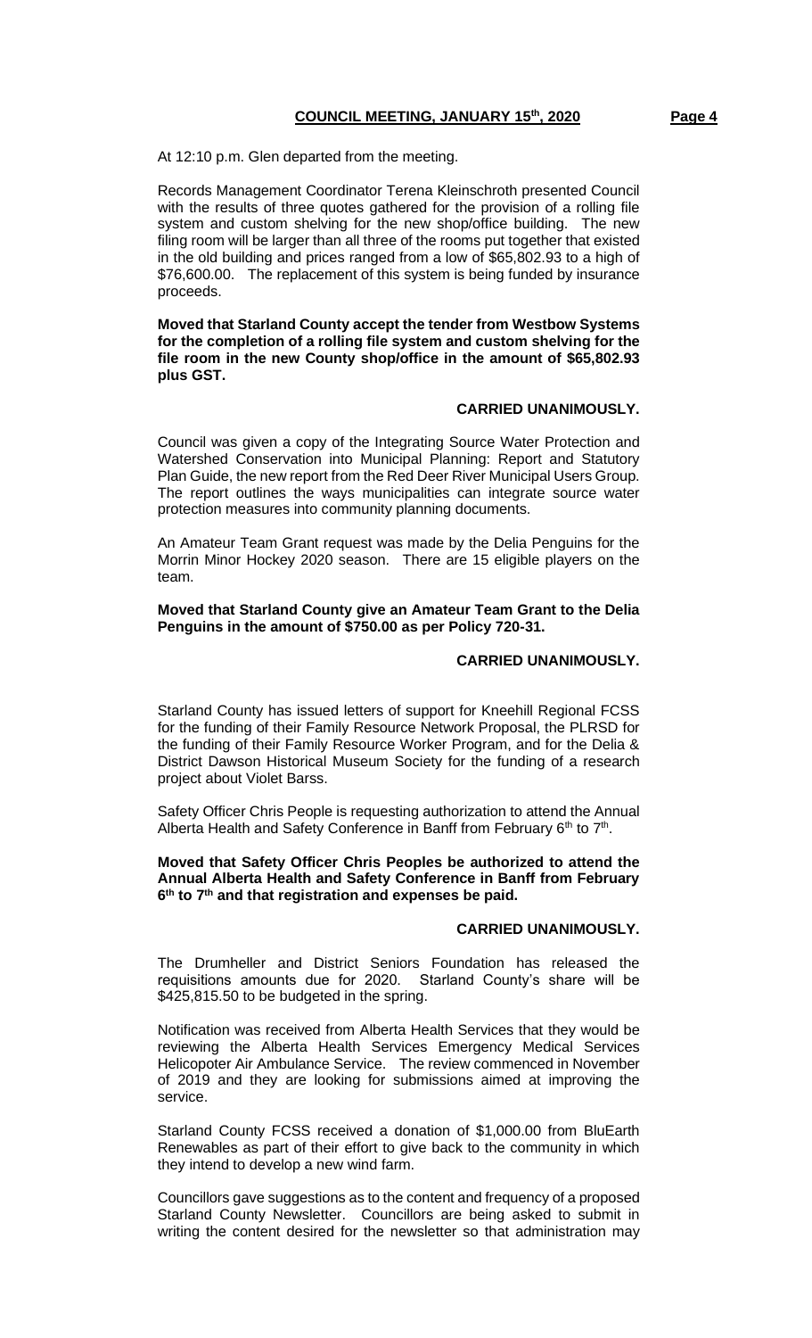At 12:10 p.m. Glen departed from the meeting.

Records Management Coordinator Terena Kleinschroth presented Council with the results of three quotes gathered for the provision of a rolling file system and custom shelving for the new shop/office building. The new filing room will be larger than all three of the rooms put together that existed in the old building and prices ranged from a low of $65,802.93 to a high of $76,600.00. The replacement of this system is being funded by insurance proceeds.

**Moved that Starland County accept the tender from Westbow Systems for the completion of a rolling file system and custom shelving for the file room in the new County shop/office in the amount of $65,802.93 plus GST.**

**CARRIED UNANIMOUSLY.**

Council was given a copy of the Integrating Source Water Protection and Watershed Conservation into Municipal Planning: Report and Statutory Plan Guide, the new report from the Red Deer River Municipal Users Group. The report outlines the ways municipalities can integrate source water protection measures into community planning documents.

An Amateur Team Grant request was made by the Delia Penguins for the Morrin Minor Hockey 2020 season. There are 15 eligible players on the team.

**Moved that Starland County give an Amateur Team Grant to the Delia Penguins in the amount of $750.00 as per Policy 720-31.**

**CARRIED UNANIMOUSLY.**

Starland County has issued letters of support for Kneehill Regional FCSS for the funding of their Family Resource Network Proposal, the PLRSD for the funding of their Family Resource Worker Program, and for the Delia & District Dawson Historical Museum Society for the funding of a research project about Violet Barss.

Safety Officer Chris People is requesting authorization to attend the Annual Alberta Health and Safety Conference in Banff from February 6th to 7th.

**Moved that Safety Officer Chris Peoples be authorized to attend the Annual Alberta Health and Safety Conference in Banff from February 6th to 7th and that registration and expenses be paid.**

**CARRIED UNANIMOUSLY.**

The Drumheller and District Seniors Foundation has released the requisitions amounts due for 2020. Starland County's share will be $425,815.50 to be budgeted in the spring.

Notification was received from Alberta Health Services that they would be reviewing the Alberta Health Services Emergency Medical Services Helicopoter Air Ambulance Service. The review commenced in November of 2019 and they are looking for submissions aimed at improving the service.

Starland County FCSS received a donation of $1,000.00 from BluEarth Renewables as part of their effort to give back to the community in which they intend to develop a new wind farm.

Councillors gave suggestions as to the content and frequency of a proposed Starland County Newsletter. Councillors are being asked to submit in writing the content desired for the newsletter so that administration may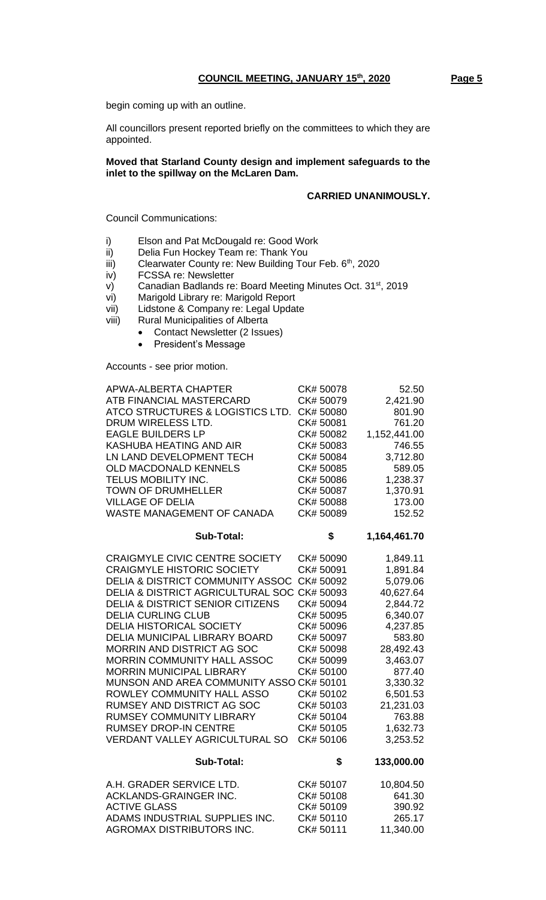begin coming up with an outline.

All councillors present reported briefly on the committees to which they are appointed.

**Moved that Starland County design and implement safeguards to the inlet to the spillway on the McLaren Dam.**

**CARRIED UNANIMOUSLY.**

Council Communications:

i) Elson and Pat McDougald re: Good Work
ii) Delia Fun Hockey Team re: Thank You
iii) Clearwater County re: New Building Tour Feb. 6th, 2020
iv) FCSSA re: Newsletter
v) Canadian Badlands re: Board Meeting Minutes Oct. 31st, 2019
vi) Marigold Library re: Marigold Report
vii) Lidstone & Company re: Legal Update
viii) Rural Municipalities of Alberta
   - Contact Newsletter (2 Issues)
   - President's Message

Accounts - see prior motion.

| | | |
|---|---|---|
| APWA-ALBERTA CHAPTER | CK# 50078 | 52.50 |
| ATB FINANCIAL MASTERCARD | CK# 50079 | 2,421.90 |
| ATCO STRUCTURES & LOGISTICS LTD. | CK# 50080 | 801.90 |
| DRUM WIRELESS LTD. | CK# 50081 | 761.20 |
| EAGLE BUILDERS LP | CK# 50082 | 1,152,441.00 |
| KASHUBA HEATING AND AIR | CK# 50083 | 746.55 |
| LN LAND DEVELOPMENT TECH | CK# 50084 | 3,712.80 |
| OLD MACDONALD KENNELS | CK# 50085 | 589.05 |
| TELUS MOBILITY INC. | CK# 50086 | 1,238.37 |
| TOWN OF DRUMHELLER | CK# 50087 | 1,370.91 |
| VILLAGE OF DELIA | CK# 50088 | 173.00 |
| WASTE MANAGEMENT OF CANADA | CK# 50089 | 152.52 |
| **Sub-Total:** | **$** | **1,164,461.70** |
| CRAIGMYLE CIVIC CENTRE SOCIETY | CK# 50090 | 1,849.11 |
| CRAIGMYLE HISTORIC SOCIETY | CK# 50091 | 1,891.84 |
| DELIA & DISTRICT COMMUNITY ASSOC | CK# 50092 | 5,079.06 |
| DELIA & DISTRICT AGRICULTURAL SOC | CK# 50093 | 40,627.64 |
| DELIA & DISTRICT SENIOR CITIZENS | CK# 50094 | 2,844.72 |
| DELIA CURLING CLUB | CK# 50095 | 6,340.07 |
| DELIA HISTORICAL SOCIETY | CK# 50096 | 4,237.85 |
| DELIA MUNICIPAL LIBRARY BOARD | CK# 50097 | 583.80 |
| MORRIN AND DISTRICT AG SOC | CK# 50098 | 28,492.43 |
| MORRIN COMMUNITY HALL ASSOC | CK# 50099 | 3,463.07 |
| MORRIN MUNICIPAL LIBRARY | CK# 50100 | 877.40 |
| MUNSON AND AREA COMMUNITY ASSO | CK# 50101 | 3,330.32 |
| ROWLEY COMMUNITY HALL ASSO | CK# 50102 | 6,501.53 |
| RUMSEY AND DISTRICT AG SOC | CK# 50103 | 21,231.03 |
| RUMSEY COMMUNITY LIBRARY | CK# 50104 | 763.88 |
| RUMSEY DROP-IN CENTRE | CK# 50105 | 1,632.73 |
| VERDANT VALLEY AGRICULTURAL SO | CK# 50106 | 3,253.52 |
| **Sub-Total:** | **$** | **133,000.00** |
| A.H. GRADER SERVICE LTD. | CK# 50107 | 10,804.50 |
| ACKLANDS-GRAINGER INC. | CK# 50108 | 641.30 |
| ACTIVE GLASS | CK# 50109 | 390.92 |
| ADAMS INDUSTRIAL SUPPLIES INC. | CK# 50110 | 265.17 |
| AGROMAX DISTRIBUTORS INC. | CK# 50111 | 11,340.00 |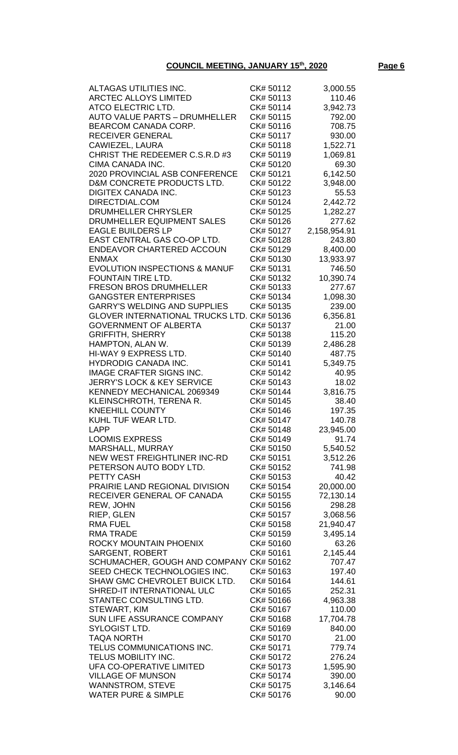## COUNCIL MEETING, JANUARY 15th, 2020

| | | |
|---|---|---|
| ALTAGAS UTILITIES INC. | CK# 50112 | 3,000.55 |
| ARCTEC ALLOYS LIMITED | CK# 50113 | 110.46 |
| ATCO ELECTRIC LTD. | CK# 50114 | 3,942.73 |
| AUTO VALUE PARTS – DRUMHELLER | CK# 50115 | 792.00 |
| BEARCOM CANADA CORP. | CK# 50116 | 708.75 |
| RECEIVER GENERAL | CK# 50117 | 930.00 |
| CAWIEZEL, LAURA | CK# 50118 | 1,522.71 |
| CHRIST THE REDEEMER C.S.R.D #3 | CK# 50119 | 1,069.81 |
| CIMA CANADA INC. | CK# 50120 | 69.30 |
| 2020 PROVINCIAL ASB CONFERENCE | CK# 50121 | 6,142.50 |
| D&M CONCRETE PRODUCTS LTD. | CK# 50122 | 3,948.00 |
| DIGITEX CANADA INC. | CK# 50123 | 55.53 |
| DIRECTDIAL.COM | CK# 50124 | 2,442.72 |
| DRUMHELLER CHRYSLER | CK# 50125 | 1,282.27 |
| DRUMHELLER EQUIPMENT SALES | CK# 50126 | 277.62 |
| EAGLE BUILDERS LP | CK# 50127 | 2,158,954.91 |
| EAST CENTRAL GAS CO-OP LTD. | CK# 50128 | 243.80 |
| ENDEAVOR CHARTERED ACCOUN | CK# 50129 | 8,400.00 |
| ENMAX | CK# 50130 | 13,933.97 |
| EVOLUTION INSPECTIONS & MANUF | CK# 50131 | 746.50 |
| FOUNTAIN TIRE LTD. | CK# 50132 | 10,390.74 |
| FRESON BROS DRUMHELLER | CK# 50133 | 277.67 |
| GANGSTER ENTERPRISES | CK# 50134 | 1,098.30 |
| GARRY'S WELDING AND SUPPLIES | CK# 50135 | 239.00 |
| GLOVER INTERNATIONAL TRUCKS LTD. | CK# 50136 | 6,356.81 |
| GOVERNMENT OF ALBERTA | CK# 50137 | 21.00 |
| GRIFFITH, SHERRY | CK# 50138 | 115.20 |
| HAMPTON, ALAN W. | CK# 50139 | 2,486.28 |
| HI-WAY 9 EXPRESS LTD. | CK# 50140 | 487.75 |
| HYDRODIG CANADA INC. | CK# 50141 | 5,349.75 |
| IMAGE CRAFTER SIGNS INC. | CK# 50142 | 40.95 |
| JERRY'S LOCK & KEY SERVICE | CK# 50143 | 18.02 |
| KENNEDY MECHANICAL 2069349 | CK# 50144 | 3,816.75 |
| KLEINSCHROTH, TERENA R. | CK# 50145 | 38.40 |
| KNEEHILL COUNTY | CK# 50146 | 197.35 |
| KUHL TUF WEAR LTD. | CK# 50147 | 140.78 |
| LAPP | CK# 50148 | 23,945.00 |
| LOOMIS EXPRESS | CK# 50149 | 91.74 |
| MARSHALL, MURRAY | CK# 50150 | 5,540.52 |
| NEW WEST FREIGHTLINER INC-RD | CK# 50151 | 3,512.26 |
| PETERSON AUTO BODY LTD. | CK# 50152 | 741.98 |
| PETTY CASH | CK# 50153 | 40.42 |
| PRAIRIE LAND REGIONAL DIVISION | CK# 50154 | 20,000.00 |
| RECEIVER GENERAL OF CANADA | CK# 50155 | 72,130.14 |
| REW, JOHN | CK# 50156 | 298.28 |
| RIEP, GLEN | CK# 50157 | 3,068.56 |
| RMA FUEL | CK# 50158 | 21,940.47 |
| RMA TRADE | CK# 50159 | 3,495.14 |
| ROCKY MOUNTAIN PHOENIX | CK# 50160 | 63.26 |
| SARGENT, ROBERT | CK# 50161 | 2,145.44 |
| SCHUMACHER, GOUGH AND COMPANY | CK# 50162 | 707.47 |
| SEED CHECK TECHNOLOGIES INC. | CK# 50163 | 197.40 |
| SHAW GMC CHEVROLET BUICK LTD. | CK# 50164 | 144.61 |
| SHRED-IT INTERNATIONAL ULC | CK# 50165 | 252.31 |
| STANTEC CONSULTING LTD. | CK# 50166 | 4,963.38 |
| STEWART, KIM | CK# 50167 | 110.00 |
| SUN LIFE ASSURANCE COMPANY | CK# 50168 | 17,704.78 |
| SYLOGIST LTD. | CK# 50169 | 840.00 |
| TAQA NORTH | CK# 50170 | 21.00 |
| TELUS COMMUNICATIONS INC. | CK# 50171 | 779.74 |
| TELUS MOBILITY INC. | CK# 50172 | 276.24 |
| UFA CO-OPERATIVE LIMITED | CK# 50173 | 1,595.90 |
| VILLAGE OF MUNSON | CK# 50174 | 390.00 |
| WANNSTROM, STEVE | CK# 50175 | 3,146.64 |
| WATER PURE & SIMPLE | CK# 50176 | 90.00 |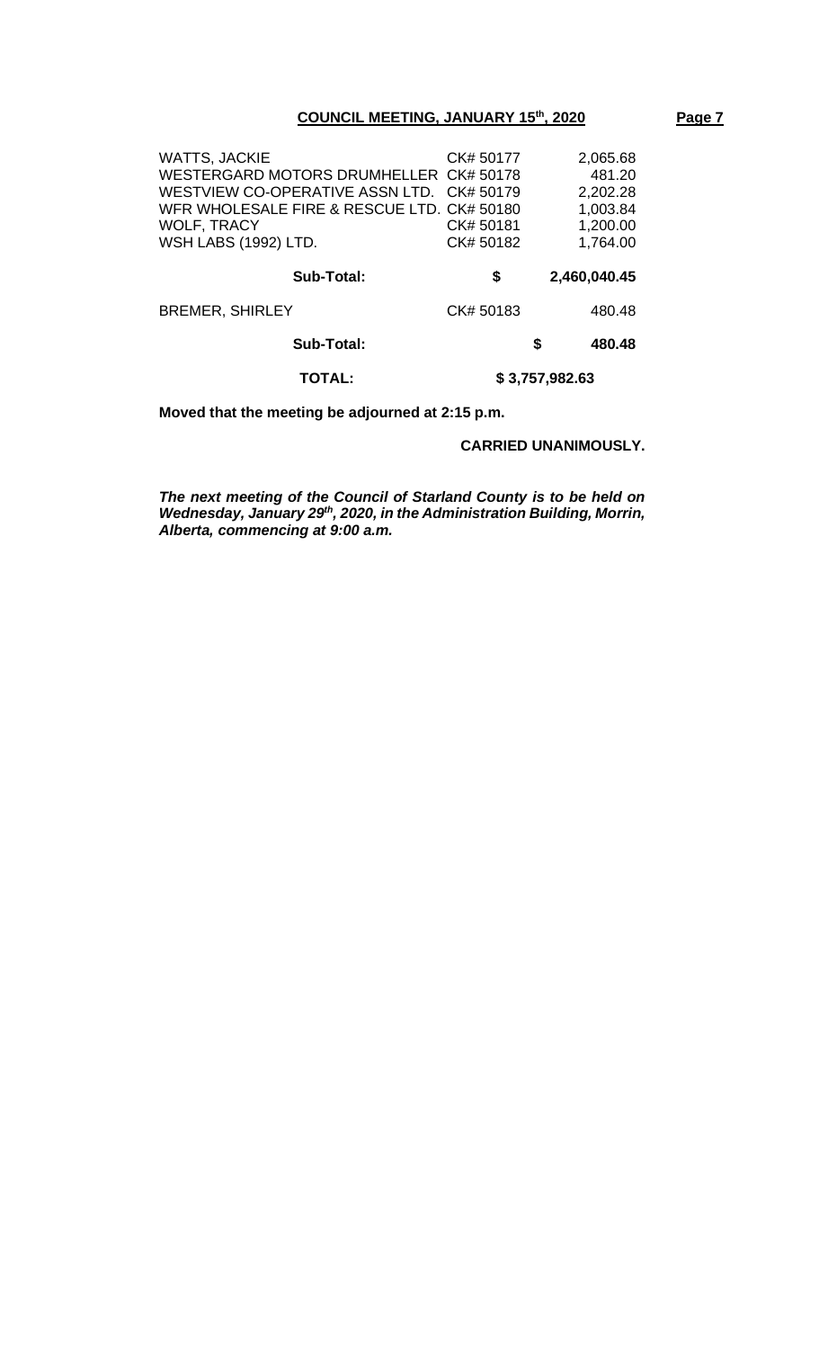| | | |
|---|---|---|
| WATTS, JACKIE | CK# 50177 | 2,065.68 |
| WESTERGARD MOTORS DRUMHELLER | CK# 50178 | 481.20 |
| WESTVIEW CO-OPERATIVE ASSN LTD. | CK# 50179 | 2,202.28 |
| WFR WHOLESALE FIRE & RESCUE LTD. | CK# 50180 | 1,003.84 |
| WOLF, TRACY | CK# 50181 | 1,200.00 |
| WSH LABS (1992) LTD. | CK# 50182 | 1,764.00 |
| **Sub-Total:** | **$** | **2,460,040.45** |
| BREMER, SHIRLEY | CK# 50183 | 480.48 |
| **Sub-Total:** | | **$ 480.48** |
| **TOTAL:** | | **$ 3,757,982.63** |

**Moved that the meeting be adjourned at 2:15 p.m.**

**CARRIED UNANIMOUSLY.**

***The next meeting of the Council of Starland County is to be held on Wednesday, January 29th, 2020, in the Administration Building, Morrin, Alberta, commencing at 9:00 a.m.***